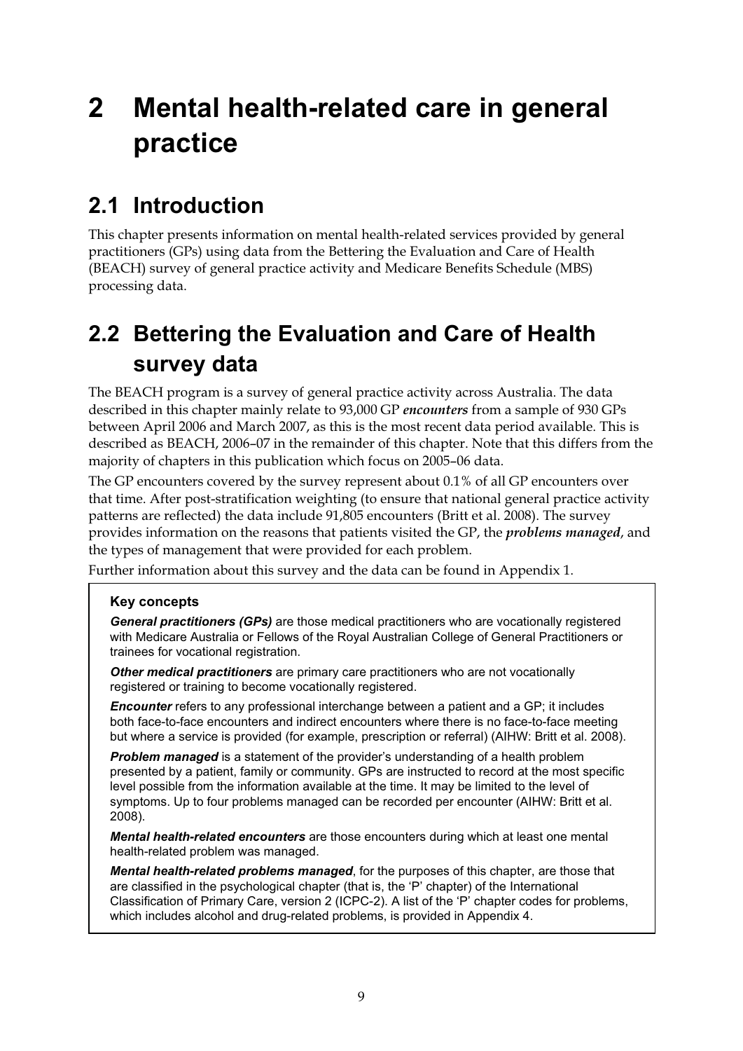# 2 Mental health-related care in general practice

## 2.1 Introduction

This chapter presents information on mental health-related services provided by general practitioners (GPs) using data from the Bettering the Evaluation and Care of Health (BEACH) survey of general practice activity and Medicare Benefits Schedule (MBS) processing data.

## 2.2 Bettering the Evaluation and Care of Health survey data

The BEACH program is a survey of general practice activity across Australia. The data described in this chapter mainly relate to 93,000 GP ***encounters*** from a sample of 930 GPs between April 2006 and March 2007, as this is the most recent data period available. This is described as BEACH, 2006–07 in the remainder of this chapter. Note that this differs from the majority of chapters in this publication which focus on 2005–06 data.

The GP encounters covered by the survey represent about 0.1% of all GP encounters over that time. After post-stratification weighting (to ensure that national general practice activity patterns are reflected) the data include 91,805 encounters (Britt et al. 2008). The survey provides information on the reasons that patients visited the GP, the ***problems managed***, and the types of management that were provided for each problem.

Further information about this survey and the data can be found in Appendix 1.

> **Key concepts**
>
> ***General practitioners (GPs)*** are those medical practitioners who are vocationally registered with Medicare Australia or Fellows of the Royal Australian College of General Practitioners or trainees for vocational registration.
>
> ***Other medical practitioners*** are primary care practitioners who are not vocationally registered or training to become vocationally registered.
>
> ***Encounter*** refers to any professional interchange between a patient and a GP; it includes both face-to-face encounters and indirect encounters where there is no face-to-face meeting but where a service is provided (for example, prescription or referral) (AIHW: Britt et al. 2008).
>
> ***Problem managed*** is a statement of the provider's understanding of a health problem presented by a patient, family or community. GPs are instructed to record at the most specific level possible from the information available at the time. It may be limited to the level of symptoms. Up to four problems managed can be recorded per encounter (AIHW: Britt et al. 2008).
>
> ***Mental health-related encounters*** are those encounters during which at least one mental health-related problem was managed.
>
> ***Mental health-related problems managed***, for the purposes of this chapter, are those that are classified in the psychological chapter (that is, the 'P' chapter) of the International Classification of Primary Care, version 2 (ICPC-2). A list of the 'P' chapter codes for problems, which includes alcohol and drug-related problems, is provided in Appendix 4.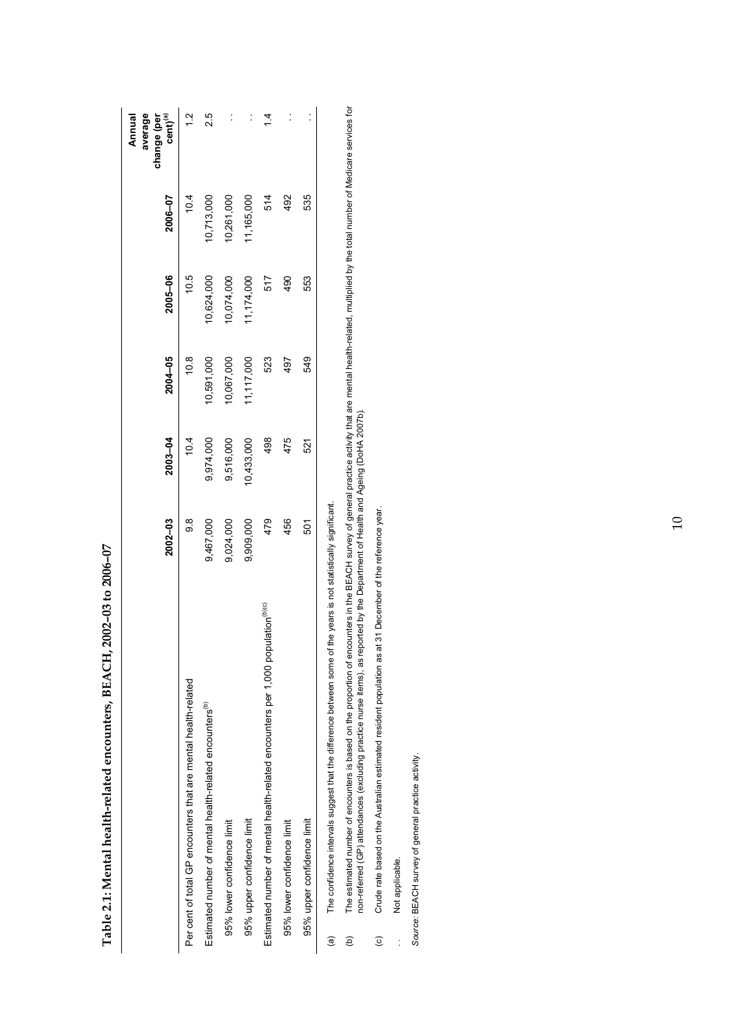**Table 2.1: Mental health-related encounters, BEACH, 2002–03 to 2006–07**

| | 2002–03 | 2003–04 | 2004–05 | 2005–06 | 2006–07 | Annual average change (per cent)[(a)] |
|---|---|---|---|---|---|---|
| Per cent of total GP encounters that are mental health-related | 9.8 | 10.4 | 10.8 | 10.5 | 10.4 | 1.2 |
| Estimated number of mental health-related encounters[(b)] | 9,467,000 | 9,974,000 | 10,591,000 | 10,624,000 | 10,713,000 | 2.5 |
| 95% lower confidence limit | 9,024,000 | 9,516,000 | 10,067,000 | 10,074,000 | 10,261,000 | . . |
| 95% upper confidence limit | 9,909,000 | 10,433,000 | 11,117,000 | 11,174,000 | 11,165,000 | . . |
| Estimated number of mental health-related encounters per 1,000 population[(b)(c)] | 479 | 498 | 523 | 517 | 514 | 1.4 |
| 95% lower confidence limit | 456 | 475 | 497 | 490 | 492 | . . |
| 95% upper confidence limit | 501 | 521 | 549 | 553 | 535 | . . |

(a) The confidence intervals suggest that the difference between some of the years is not statistically significant.

(b) The estimated number of encounters is based on the proportion of encounters in the BEACH survey of general practice activity that are mental health-related, multiplied by the total number of Medicare services for non-referred (GP) attendances (excluding practice nurse items), as reported by the Department of Health and Ageing (DoHA 2007b).

(c) Crude rate based on the Australian estimated resident population as at 31 December of the reference year.

. . Not applicable.

*Source:* BEACH survey of general practice activity.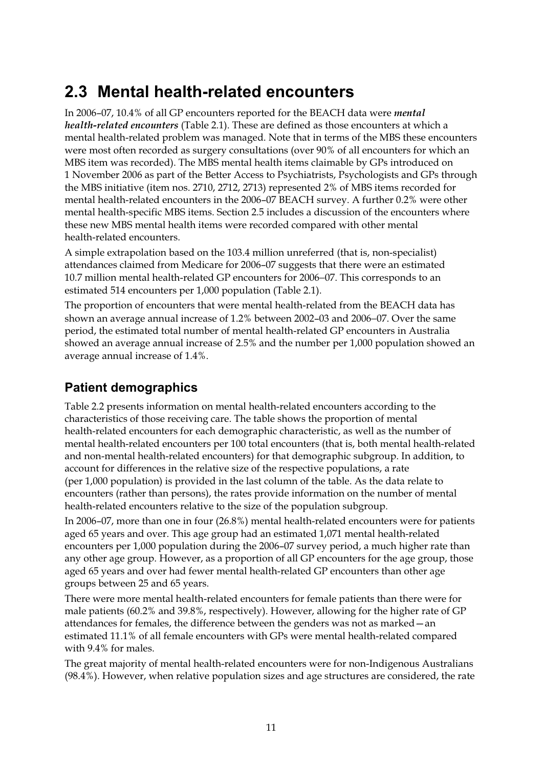## 2.3 Mental health-related encounters

In 2006–07, 10.4% of all GP encounters reported for the BEACH data were ***mental health-related encounters*** (Table 2.1). These are defined as those encounters at which a mental health-related problem was managed. Note that in terms of the MBS these encounters were most often recorded as surgery consultations (over 90% of all encounters for which an MBS item was recorded). The MBS mental health items claimable by GPs introduced on 1 November 2006 as part of the Better Access to Psychiatrists, Psychologists and GPs through the MBS initiative (item nos. 2710, 2712, 2713) represented 2% of MBS items recorded for mental health-related encounters in the 2006–07 BEACH survey. A further 0.2% were other mental health-specific MBS items. Section 2.5 includes a discussion of the encounters where these new MBS mental health items were recorded compared with other mental health-related encounters.

A simple extrapolation based on the 103.4 million unreferred (that is, non-specialist) attendances claimed from Medicare for 2006–07 suggests that there were an estimated 10.7 million mental health-related GP encounters for 2006–07. This corresponds to an estimated 514 encounters per 1,000 population (Table 2.1).

The proportion of encounters that were mental health-related from the BEACH data has shown an average annual increase of 1.2% between 2002–03 and 2006–07. Over the same period, the estimated total number of mental health-related GP encounters in Australia showed an average annual increase of 2.5% and the number per 1,000 population showed an average annual increase of 1.4%.

### Patient demographics

Table 2.2 presents information on mental health-related encounters according to the characteristics of those receiving care. The table shows the proportion of mental health-related encounters for each demographic characteristic, as well as the number of mental health-related encounters per 100 total encounters (that is, both mental health-related and non-mental health-related encounters) for that demographic subgroup. In addition, to account for differences in the relative size of the respective populations, a rate (per 1,000 population) is provided in the last column of the table. As the data relate to encounters (rather than persons), the rates provide information on the number of mental health-related encounters relative to the size of the population subgroup.

In 2006–07, more than one in four (26.8%) mental health-related encounters were for patients aged 65 years and over. This age group had an estimated 1,071 mental health-related encounters per 1,000 population during the 2006–07 survey period, a much higher rate than any other age group. However, as a proportion of all GP encounters for the age group, those aged 65 years and over had fewer mental health-related GP encounters than other age groups between 25 and 65 years.

There were more mental health-related encounters for female patients than there were for male patients (60.2% and 39.8%, respectively). However, allowing for the higher rate of GP attendances for females, the difference between the genders was not as marked—an estimated 11.1% of all female encounters with GPs were mental health-related compared with 9.4% for males.

The great majority of mental health-related encounters were for non-Indigenous Australians (98.4%). However, when relative population sizes and age structures are considered, the rate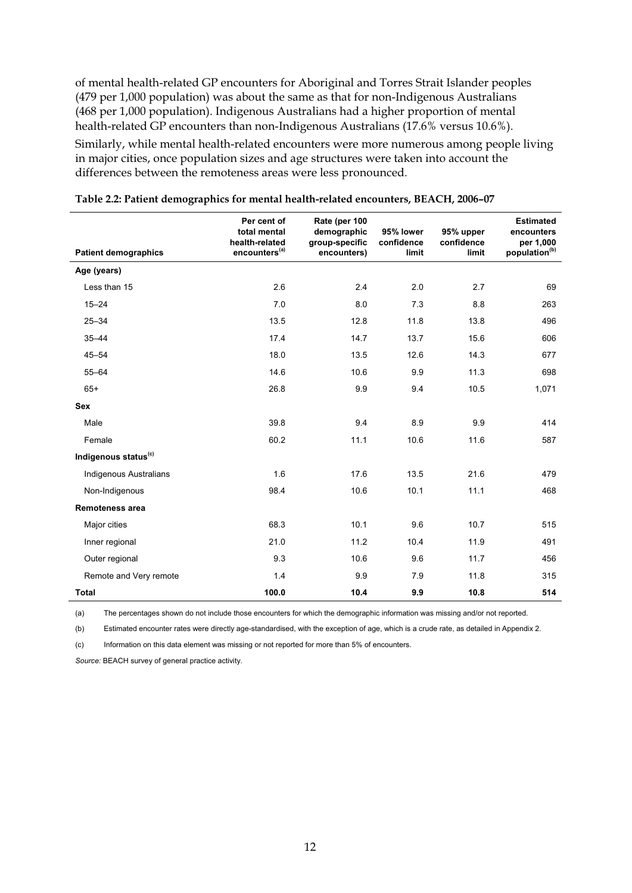of mental health-related GP encounters for Aboriginal and Torres Strait Islander peoples (479 per 1,000 population) was about the same as that for non-Indigenous Australians (468 per 1,000 population). Indigenous Australians had a higher proportion of mental health-related GP encounters than non-Indigenous Australians (17.6% versus 10.6%).

Similarly, while mental health-related encounters were more numerous among people living in major cities, once population sizes and age structures were taken into account the differences between the remoteness areas were less pronounced.

**Table 2.2: Patient demographics for mental health-related encounters, BEACH, 2006–07**

| Patient demographics | Per cent of total mental health-related encounters[(a)] | Rate (per 100 demographic group-specific encounters) | 95% lower confidence limit | 95% upper confidence limit | Estimated encounters per 1,000 population[(b)] |
|---|---|---|---|---|---|
| **Age (years)** | | | | | |
| Less than 15 | 2.6 | 2.4 | 2.0 | 2.7 | 69 |
| 15–24 | 7.0 | 8.0 | 7.3 | 8.8 | 263 |
| 25–34 | 13.5 | 12.8 | 11.8 | 13.8 | 496 |
| 35–44 | 17.4 | 14.7 | 13.7 | 15.6 | 606 |
| 45–54 | 18.0 | 13.5 | 12.6 | 14.3 | 677 |
| 55–64 | 14.6 | 10.6 | 9.9 | 11.3 | 698 |
| 65+ | 26.8 | 9.9 | 9.4 | 10.5 | 1,071 |
| **Sex** | | | | | |
| Male | 39.8 | 9.4 | 8.9 | 9.9 | 414 |
| Female | 60.2 | 11.1 | 10.6 | 11.6 | 587 |
| **Indigenous status[(c)]** | | | | | |
| Indigenous Australians | 1.6 | 17.6 | 13.5 | 21.6 | 479 |
| Non-Indigenous | 98.4 | 10.6 | 10.1 | 11.1 | 468 |
| **Remoteness area** | | | | | |
| Major cities | 68.3 | 10.1 | 9.6 | 10.7 | 515 |
| Inner regional | 21.0 | 11.2 | 10.4 | 11.9 | 491 |
| Outer regional | 9.3 | 10.6 | 9.6 | 11.7 | 456 |
| Remote and Very remote | 1.4 | 9.9 | 7.9 | 11.8 | 315 |
| **Total** | **100.0** | **10.4** | **9.9** | **10.8** | **514** |

(a) The percentages shown do not include those encounters for which the demographic information was missing and/or not reported.

(b) Estimated encounter rates were directly age-standardised, with the exception of age, which is a crude rate, as detailed in Appendix 2.

(c) Information on this data element was missing or not reported for more than 5% of encounters.

*Source:* BEACH survey of general practice activity.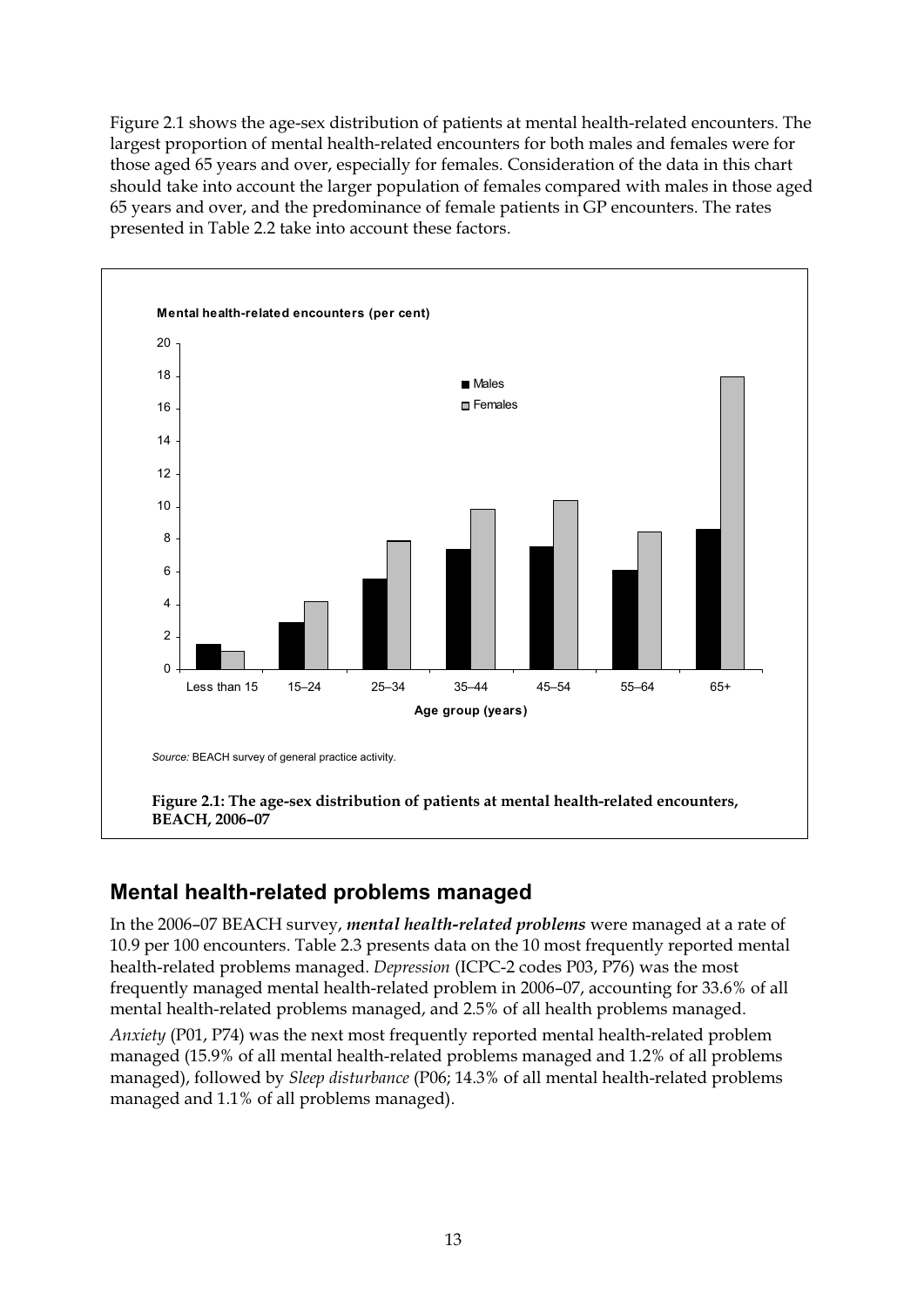Figure 2.1 shows the age-sex distribution of patients at mental health-related encounters. The largest proportion of mental health-related encounters for both males and females were for those aged 65 years and over, especially for females. Consideration of the data in this chart should take into account the larger population of females compared with males in those aged 65 years and over, and the predominance of female patients in GP encounters. The rates presented in Table 2.2 take into account these factors.

*Source:* BEACH survey of general practice activity.

**Figure 2.1: The age-sex distribution of patients at mental health-related encounters, BEACH, 2006–07**

## Mental health-related problems managed

In the 2006–07 BEACH survey, ***mental health-related problems*** were managed at a rate of 10.9 per 100 encounters. Table 2.3 presents data on the 10 most frequently reported mental health-related problems managed. *Depression* (ICPC-2 codes P03, P76) was the most frequently managed mental health-related problem in 2006–07, accounting for 33.6% of all mental health-related problems managed, and 2.5% of all health problems managed.

*Anxiety* (P01, P74) was the next most frequently reported mental health-related problem managed (15.9% of all mental health-related problems managed and 1.2% of all problems managed), followed by *Sleep disturbance* (P06; 14.3% of all mental health-related problems managed and 1.1% of all problems managed).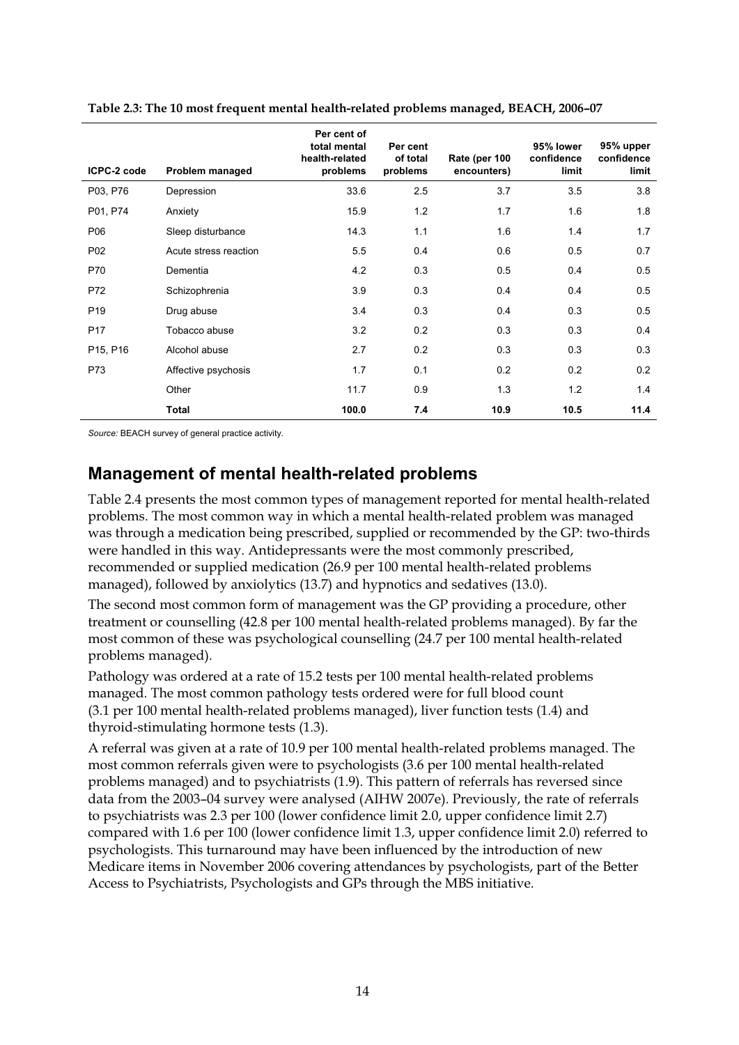**Table 2.3: The 10 most frequent mental health-related problems managed, BEACH, 2006–07**

| ICPC-2 code | Problem managed | Per cent of total mental health-related problems | Per cent of total problems | Rate (per 100 encounters) | 95% lower confidence limit | 95% upper confidence limit |
|---|---|---|---|---|---|---|
| P03, P76 | Depression | 33.6 | 2.5 | 3.7 | 3.5 | 3.8 |
| P01, P74 | Anxiety | 15.9 | 1.2 | 1.7 | 1.6 | 1.8 |
| P06 | Sleep disturbance | 14.3 | 1.1 | 1.6 | 1.4 | 1.7 |
| P02 | Acute stress reaction | 5.5 | 0.4 | 0.6 | 0.5 | 0.7 |
| P70 | Dementia | 4.2 | 0.3 | 0.5 | 0.4 | 0.5 |
| P72 | Schizophrenia | 3.9 | 0.3 | 0.4 | 0.4 | 0.5 |
| P19 | Drug abuse | 3.4 | 0.3 | 0.4 | 0.3 | 0.5 |
| P17 | Tobacco abuse | 3.2 | 0.2 | 0.3 | 0.3 | 0.4 |
| P15, P16 | Alcohol abuse | 2.7 | 0.2 | 0.3 | 0.3 | 0.3 |
| P73 | Affective psychosis | 1.7 | 0.1 | 0.2 | 0.2 | 0.2 |
| | Other | 11.7 | 0.9 | 1.3 | 1.2 | 1.4 |
| | **Total** | **100.0** | **7.4** | **10.9** | **10.5** | **11.4** |

*Source:* BEACH survey of general practice activity.

## Management of mental health-related problems

Table 2.4 presents the most common types of management reported for mental health-related problems. The most common way in which a mental health-related problem was managed was through a medication being prescribed, supplied or recommended by the GP: two-thirds were handled in this way. Antidepressants were the most commonly prescribed, recommended or supplied medication (26.9 per 100 mental health-related problems managed), followed by anxiolytics (13.7) and hypnotics and sedatives (13.0).

The second most common form of management was the GP providing a procedure, other treatment or counselling (42.8 per 100 mental health-related problems managed). By far the most common of these was psychological counselling (24.7 per 100 mental health-related problems managed).

Pathology was ordered at a rate of 15.2 tests per 100 mental health-related problems managed. The most common pathology tests ordered were for full blood count (3.1 per 100 mental health-related problems managed), liver function tests (1.4) and thyroid-stimulating hormone tests (1.3).

A referral was given at a rate of 10.9 per 100 mental health-related problems managed. The most common referrals given were to psychologists (3.6 per 100 mental health-related problems managed) and to psychiatrists (1.9). This pattern of referrals has reversed since data from the 2003–04 survey were analysed (AIHW 2007e). Previously, the rate of referrals to psychiatrists was 2.3 per 100 (lower confidence limit 2.0, upper confidence limit 2.7) compared with 1.6 per 100 (lower confidence limit 1.3, upper confidence limit 2.0) referred to psychologists. This turnaround may have been influenced by the introduction of new Medicare items in November 2006 covering attendances by psychologists, part of the Better Access to Psychiatrists, Psychologists and GPs through the MBS initiative.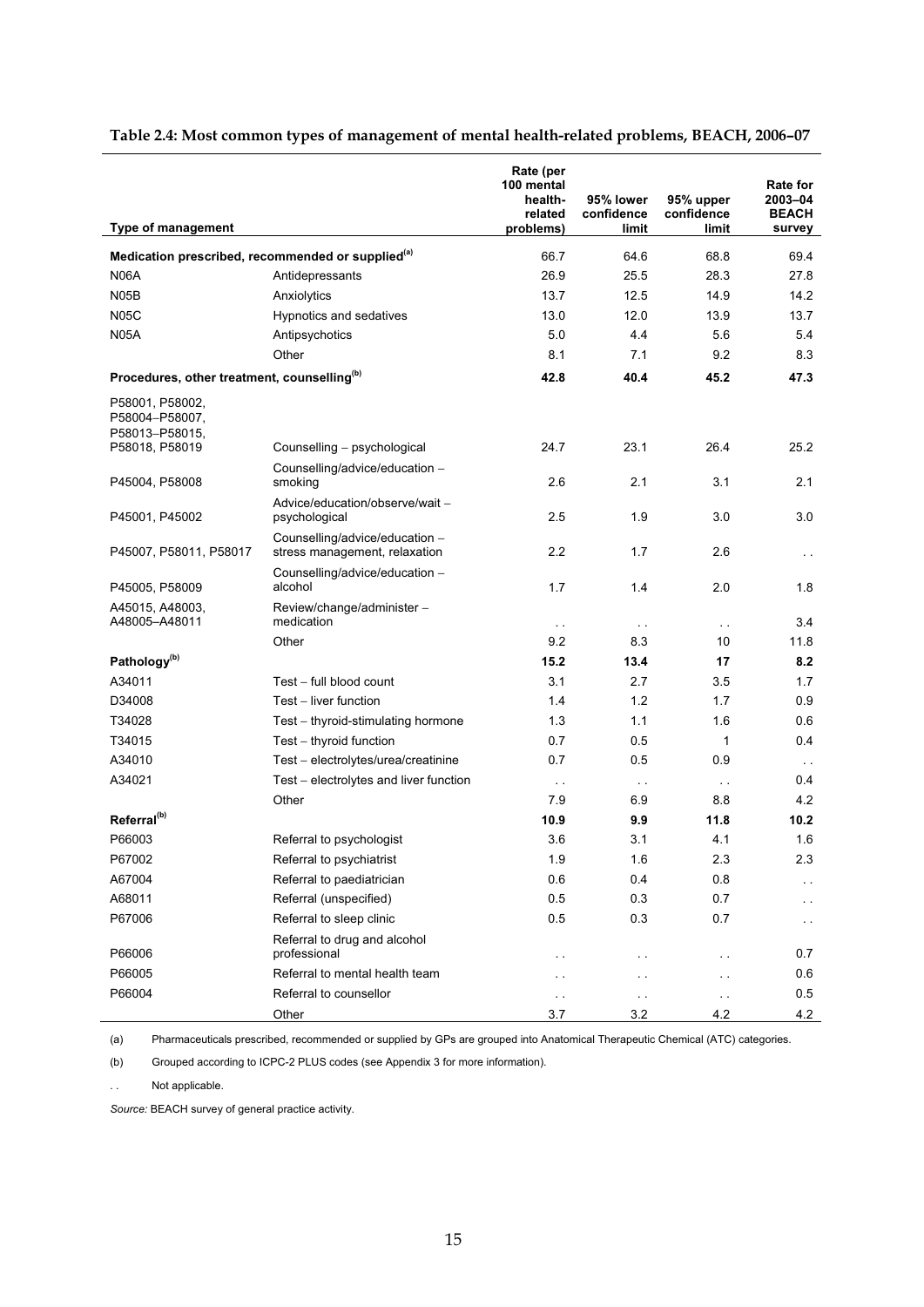**Table 2.4: Most common types of management of mental health-related problems, BEACH, 2006–07**

| Type of management | | Rate (per 100 mental health-related problems) | 95% lower confidence limit | 95% upper confidence limit | Rate for 2003–04 BEACH survey |
|---|---|---|---|---|---|
| **Medication prescribed, recommended or supplied[(a)]** | | 66.7 | 64.6 | 68.8 | 69.4 |
| N06A | Antidepressants | 26.9 | 25.5 | 28.3 | 27.8 |
| N05B | Anxiolytics | 13.7 | 12.5 | 14.9 | 14.2 |
| N05C | Hypnotics and sedatives | 13.0 | 12.0 | 13.9 | 13.7 |
| N05A | Antipsychotics | 5.0 | 4.4 | 5.6 | 5.4 |
| | Other | 8.1 | 7.1 | 9.2 | 8.3 |
| **Procedures, other treatment, counselling[(b)]** | | **42.8** | **40.4** | **45.2** | **47.3** |
| P58001, P58002, P58004–P58007, P58013–P58015, P58018, P58019 | Counselling – psychological | 24.7 | 23.1 | 26.4 | 25.2 |
| P45004, P58008 | Counselling/advice/education – smoking | 2.6 | 2.1 | 3.1 | 2.1 |
| P45001, P45002 | Advice/education/observe/wait – psychological | 2.5 | 1.9 | 3.0 | 3.0 |
| P45007, P58011, P58017 | Counselling/advice/education – stress management, relaxation | 2.2 | 1.7 | 2.6 | . . |
| P45005, P58009 | Counselling/advice/education – alcohol | 1.7 | 1.4 | 2.0 | 1.8 |
| A45015, A48003, A48005–A48011 | Review/change/administer – medication | . . | . . | . . | 3.4 |
| | Other | 9.2 | 8.3 | 10 | 11.8 |
| **Pathology[(b)]** | | **15.2** | **13.4** | **17** | **8.2** |
| A34011 | Test – full blood count | 3.1 | 2.7 | 3.5 | 1.7 |
| D34008 | Test – liver function | 1.4 | 1.2 | 1.7 | 0.9 |
| T34028 | Test – thyroid-stimulating hormone | 1.3 | 1.1 | 1.6 | 0.6 |
| T34015 | Test – thyroid function | 0.7 | 0.5 | 1 | 0.4 |
| A34010 | Test – electrolytes/urea/creatinine | 0.7 | 0.5 | 0.9 | . . |
| A34021 | Test – electrolytes and liver function | . . | . . | . . | 0.4 |
| | Other | 7.9 | 6.9 | 8.8 | 4.2 |
| **Referral[(b)]** | | **10.9** | **9.9** | **11.8** | **10.2** |
| P66003 | Referral to psychologist | 3.6 | 3.1 | 4.1 | 1.6 |
| P67002 | Referral to psychiatrist | 1.9 | 1.6 | 2.3 | 2.3 |
| A67004 | Referral to paediatrician | 0.6 | 0.4 | 0.8 | . . |
| A68011 | Referral (unspecified) | 0.5 | 0.3 | 0.7 | . . |
| P67006 | Referral to sleep clinic | 0.5 | 0.3 | 0.7 | . . |
| P66006 | Referral to drug and alcohol professional | . . | . . | . . | 0.7 |
| P66005 | Referral to mental health team | . . | . . | . . | 0.6 |
| P66004 | Referral to counsellor | . . | . . | . . | 0.5 |
| | Other | 3.7 | 3.2 | 4.2 | 4.2 |

(a) Pharmaceuticals prescribed, recommended or supplied by GPs are grouped into Anatomical Therapeutic Chemical (ATC) categories.

(b) Grouped according to ICPC-2 PLUS codes (see Appendix 3 for more information).

. . Not applicable.

*Source:* BEACH survey of general practice activity.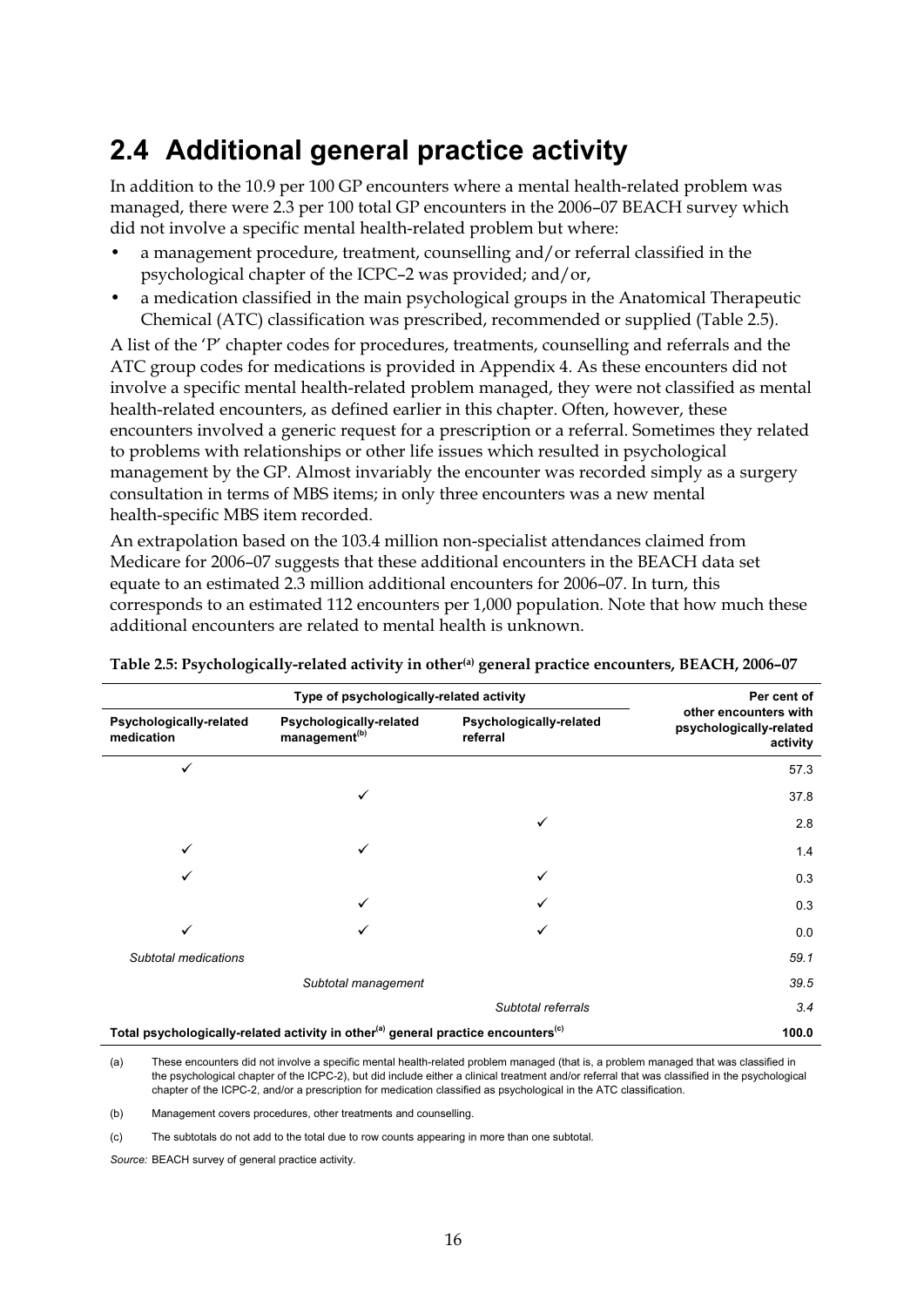## 2.4 Additional general practice activity

In addition to the 10.9 per 100 GP encounters where a mental health-related problem was managed, there were 2.3 per 100 total GP encounters in the 2006–07 BEACH survey which did not involve a specific mental health-related problem but where:

- a management procedure, treatment, counselling and/or referral classified in the psychological chapter of the ICPC–2 was provided; and/or,
- a medication classified in the main psychological groups in the Anatomical Therapeutic Chemical (ATC) classification was prescribed, recommended or supplied (Table 2.5).

A list of the 'P' chapter codes for procedures, treatments, counselling and referrals and the ATC group codes for medications is provided in Appendix 4. As these encounters did not involve a specific mental health-related problem managed, they were not classified as mental health-related encounters, as defined earlier in this chapter. Often, however, these encounters involved a generic request for a prescription or a referral. Sometimes they related to problems with relationships or other life issues which resulted in psychological management by the GP. Almost invariably the encounter was recorded simply as a surgery consultation in terms of MBS items; in only three encounters was a new mental health-specific MBS item recorded.

An extrapolation based on the 103.4 million non-specialist attendances claimed from Medicare for 2006–07 suggests that these additional encounters in the BEACH data set equate to an estimated 2.3 million additional encounters for 2006–07. In turn, this corresponds to an estimated 112 encounters per 1,000 population. Note that how much these additional encounters are related to mental health is unknown.

**Table 2.5: Psychologically-related activity in other[(a)] general practice encounters, BEACH, 2006–07**

| Type of psychologically-related activity | | | Per cent of other encounters with psychologically-related activity |
|---|---|---|---|
| **Psychologically-related medication** | **Psychologically-related management[(b)]** | **Psychologically-related referral** | |
| ✓ | | | 57.3 |
| | ✓ | | 37.8 |
| | | ✓ | 2.8 |
| ✓ | ✓ | | 1.4 |
| ✓ | | ✓ | 0.3 |
| | ✓ | ✓ | 0.3 |
| ✓ | ✓ | ✓ | 0.0 |
| *Subtotal medications* | | | *59.1* |
| | *Subtotal management* | | *39.5* |
| | | *Subtotal referrals* | *3.4* |
| **Total psychologically-related activity in other[(a)] general practice encounters[(c)]** | | | **100.0** |

(a) These encounters did not involve a specific mental health-related problem managed (that is, a problem managed that was classified in the psychological chapter of the ICPC-2), but did include either a clinical treatment and/or referral that was classified in the psychological chapter of the ICPC-2, and/or a prescription for medication classified as psychological in the ATC classification.

(b) Management covers procedures, other treatments and counselling.

(c) The subtotals do not add to the total due to row counts appearing in more than one subtotal.

*Source:* BEACH survey of general practice activity.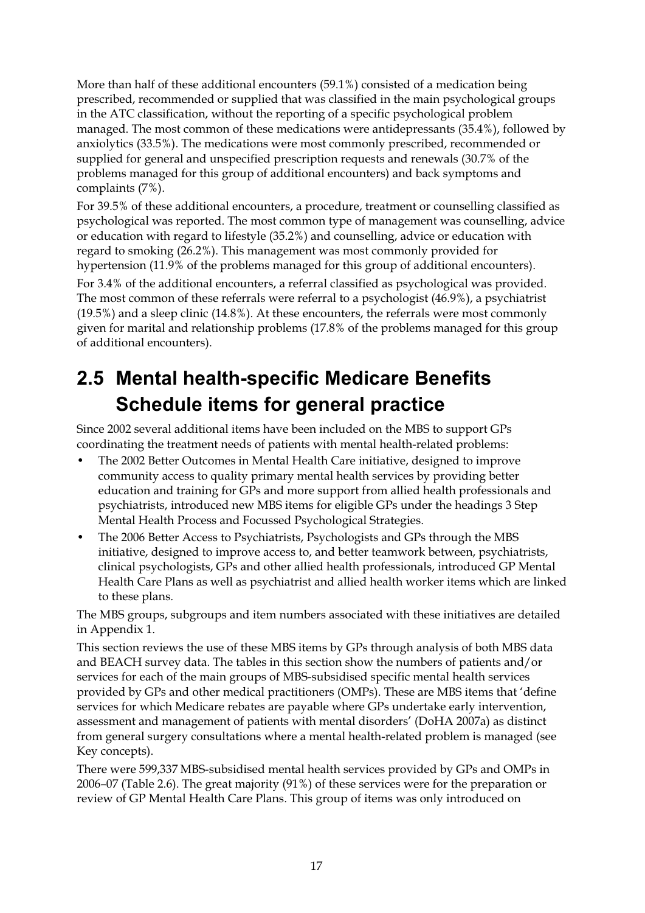More than half of these additional encounters (59.1%) consisted of a medication being prescribed, recommended or supplied that was classified in the main psychological groups in the ATC classification, without the reporting of a specific psychological problem managed. The most common of these medications were antidepressants (35.4%), followed by anxiolytics (33.5%). The medications were most commonly prescribed, recommended or supplied for general and unspecified prescription requests and renewals (30.7% of the problems managed for this group of additional encounters) and back symptoms and complaints (7%).

For 39.5% of these additional encounters, a procedure, treatment or counselling classified as psychological was reported. The most common type of management was counselling, advice or education with regard to lifestyle (35.2%) and counselling, advice or education with regard to smoking (26.2%). This management was most commonly provided for hypertension (11.9% of the problems managed for this group of additional encounters).

For 3.4% of the additional encounters, a referral classified as psychological was provided. The most common of these referrals were referral to a psychologist (46.9%), a psychiatrist (19.5%) and a sleep clinic (14.8%). At these encounters, the referrals were most commonly given for marital and relationship problems (17.8% of the problems managed for this group of additional encounters).

## 2.5 Mental health-specific Medicare Benefits Schedule items for general practice

Since 2002 several additional items have been included on the MBS to support GPs coordinating the treatment needs of patients with mental health-related problems:

- The 2002 Better Outcomes in Mental Health Care initiative, designed to improve community access to quality primary mental health services by providing better education and training for GPs and more support from allied health professionals and psychiatrists, introduced new MBS items for eligible GPs under the headings 3 Step Mental Health Process and Focussed Psychological Strategies.
- The 2006 Better Access to Psychiatrists, Psychologists and GPs through the MBS initiative, designed to improve access to, and better teamwork between, psychiatrists, clinical psychologists, GPs and other allied health professionals, introduced GP Mental Health Care Plans as well as psychiatrist and allied health worker items which are linked to these plans.

The MBS groups, subgroups and item numbers associated with these initiatives are detailed in Appendix 1.

This section reviews the use of these MBS items by GPs through analysis of both MBS data and BEACH survey data. The tables in this section show the numbers of patients and/or services for each of the main groups of MBS-subsidised specific mental health services provided by GPs and other medical practitioners (OMPs). These are MBS items that 'define services for which Medicare rebates are payable where GPs undertake early intervention, assessment and management of patients with mental disorders' (DoHA 2007a) as distinct from general surgery consultations where a mental health-related problem is managed (see Key concepts).

There were 599,337 MBS-subsidised mental health services provided by GPs and OMPs in 2006–07 (Table 2.6). The great majority (91%) of these services were for the preparation or review of GP Mental Health Care Plans. This group of items was only introduced on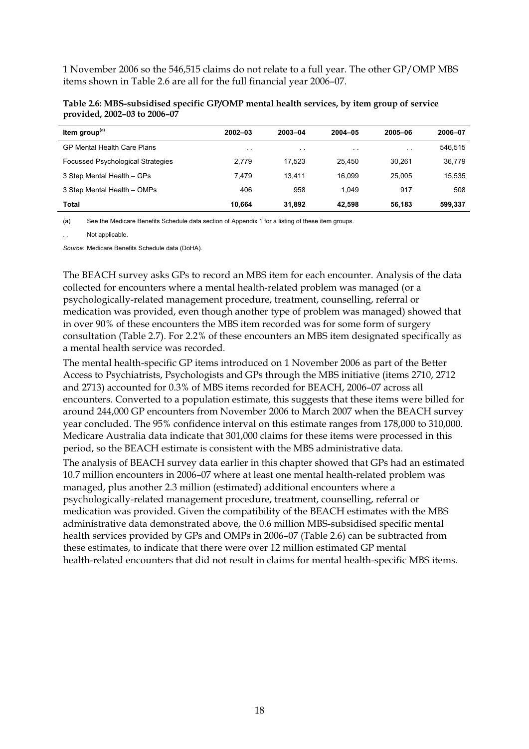1 November 2006 so the 546,515 claims do not relate to a full year. The other GP/OMP MBS items shown in Table 2.6 are all for the full financial year 2006–07.

**Table 2.6: MBS-subsidised specific GP/OMP mental health services, by item group of service provided, 2002–03 to 2006–07**

| Item group[(a)] | 2002–03 | 2003–04 | 2004–05 | 2005–06 | 2006–07 |
|---|---|---|---|---|---|
| GP Mental Health Care Plans | . . | . . | . . | . . | 546,515 |
| Focussed Psychological Strategies | 2,779 | 17,523 | 25,450 | 30,261 | 36,779 |
| 3 Step Mental Health – GPs | 7,479 | 13,411 | 16,099 | 25,005 | 15,535 |
| 3 Step Mental Health – OMPs | 406 | 958 | 1,049 | 917 | 508 |
| **Total** | **10,664** | **31,892** | **42,598** | **56,183** | **599,337** |

(a) See the Medicare Benefits Schedule data section of Appendix 1 for a listing of these item groups.

. . Not applicable.

*Source:* Medicare Benefits Schedule data (DoHA).

The BEACH survey asks GPs to record an MBS item for each encounter. Analysis of the data collected for encounters where a mental health-related problem was managed (or a psychologically-related management procedure, treatment, counselling, referral or medication was provided, even though another type of problem was managed) showed that in over 90% of these encounters the MBS item recorded was for some form of surgery consultation (Table 2.7). For 2.2% of these encounters an MBS item designated specifically as a mental health service was recorded.

The mental health-specific GP items introduced on 1 November 2006 as part of the Better Access to Psychiatrists, Psychologists and GPs through the MBS initiative (items 2710, 2712 and 2713) accounted for 0.3% of MBS items recorded for BEACH, 2006–07 across all encounters. Converted to a population estimate, this suggests that these items were billed for around 244,000 GP encounters from November 2006 to March 2007 when the BEACH survey year concluded. The 95% confidence interval on this estimate ranges from 178,000 to 310,000. Medicare Australia data indicate that 301,000 claims for these items were processed in this period, so the BEACH estimate is consistent with the MBS administrative data.

The analysis of BEACH survey data earlier in this chapter showed that GPs had an estimated 10.7 million encounters in 2006–07 where at least one mental health-related problem was managed, plus another 2.3 million (estimated) additional encounters where a psychologically-related management procedure, treatment, counselling, referral or medication was provided. Given the compatibility of the BEACH estimates with the MBS administrative data demonstrated above, the 0.6 million MBS-subsidised specific mental health services provided by GPs and OMPs in 2006–07 (Table 2.6) can be subtracted from these estimates, to indicate that there were over 12 million estimated GP mental health-related encounters that did not result in claims for mental health-specific MBS items.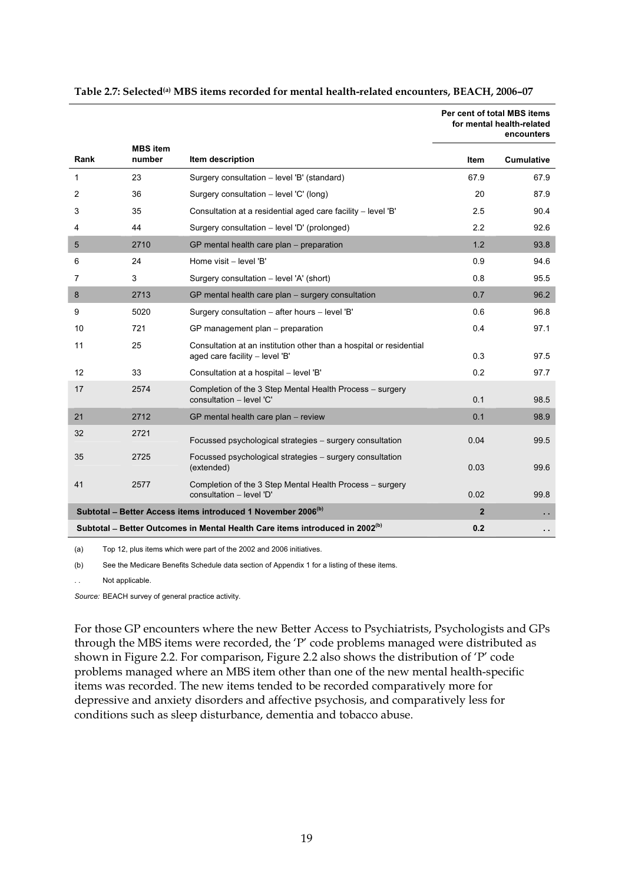**Table 2.7: Selected[(a)] MBS items recorded for mental health-related encounters, BEACH, 2006–07**

| Rank | MBS item number | Item description | Per cent of total MBS items for mental health-related encounters — Item | Cumulative |
|---|---|---|---|---|
| 1 | 23 | Surgery consultation – level 'B' (standard) | 67.9 | 67.9 |
| 2 | 36 | Surgery consultation – level 'C' (long) | 20 | 87.9 |
| 3 | 35 | Consultation at a residential aged care facility – level 'B' | 2.5 | 90.4 |
| 4 | 44 | Surgery consultation – level 'D' (prolonged) | 2.2 | 92.6 |
| 5 | 2710 | GP mental health care plan – preparation | 1.2 | 93.8 |
| 6 | 24 | Home visit – level 'B' | 0.9 | 94.6 |
| 7 | 3 | Surgery consultation – level 'A' (short) | 0.8 | 95.5 |
| 8 | 2713 | GP mental health care plan – surgery consultation | 0.7 | 96.2 |
| 9 | 5020 | Surgery consultation – after hours – level 'B' | 0.6 | 96.8 |
| 10 | 721 | GP management plan – preparation | 0.4 | 97.1 |
| 11 | 25 | Consultation at an institution other than a hospital or residential aged care facility – level 'B' | 0.3 | 97.5 |
| 12 | 33 | Consultation at a hospital – level 'B' | 0.2 | 97.7 |
| 17 | 2574 | Completion of the 3 Step Mental Health Process – surgery consultation – level 'C' | 0.1 | 98.5 |
| 21 | 2712 | GP mental health care plan – review | 0.1 | 98.9 |
| 32 | 2721 | Focussed psychological strategies – surgery consultation | 0.04 | 99.5 |
| 35 | 2725 | Focussed psychological strategies – surgery consultation (extended) | 0.03 | 99.6 |
| 41 | 2577 | Completion of the 3 Step Mental Health Process – surgery consultation – level 'D' | 0.02 | 99.8 |
| **Subtotal – Better Access items introduced 1 November 2006[(b)]** | | | **2** | . . |
| **Subtotal – Better Outcomes in Mental Health Care items introduced in 2002[(b)]** | | | **0.2** | . . |

(a) Top 12, plus items which were part of the 2002 and 2006 initiatives.

(b) See the Medicare Benefits Schedule data section of Appendix 1 for a listing of these items.

. . Not applicable.

*Source:* BEACH survey of general practice activity.

For those GP encounters where the new Better Access to Psychiatrists, Psychologists and GPs through the MBS items were recorded, the 'P' code problems managed were distributed as shown in Figure 2.2. For comparison, Figure 2.2 also shows the distribution of 'P' code problems managed where an MBS item other than one of the new mental health-specific items was recorded. The new items tended to be recorded comparatively more for depressive and anxiety disorders and affective psychosis, and comparatively less for conditions such as sleep disturbance, dementia and tobacco abuse.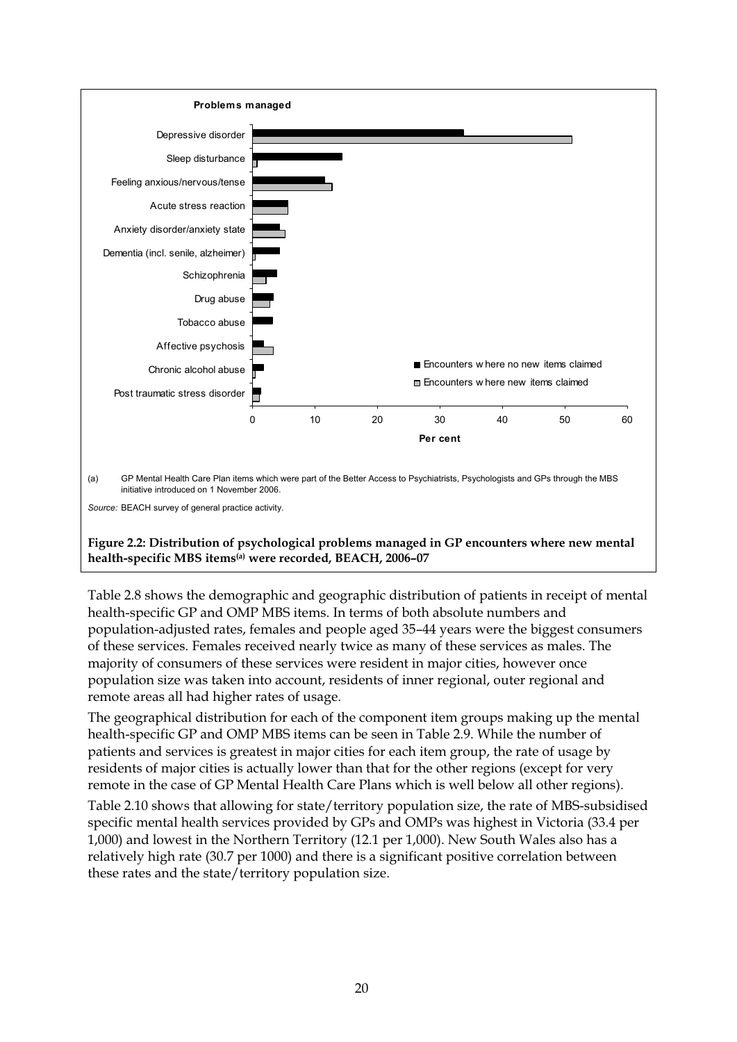**Problems managed**

| Problem | Encounters where no new items claimed | Encounters where new items claimed |
|---|---|---|
| Depressive disorder | | |
| Sleep disturbance | | |
| Feeling anxious/nervous/tense | | |
| Acute stress reaction | | |
| Anxiety disorder/anxiety state | | |
| Dementia (incl. senile, alzheimer) | | |
| Schizophrenia | | |
| Drug abuse | | |
| Tobacco abuse | | |
| Affective psychosis | | |
| Chronic alcohol abuse | | |
| Post traumatic stress disorder | | |

Per cent

(a) GP Mental Health Care Plan items which were part of the Better Access to Psychiatrists, Psychologists and GPs through the MBS initiative introduced on 1 November 2006.

*Source:* BEACH survey of general practice activity.

**Figure 2.2: Distribution of psychological problems managed in GP encounters where new mental health-specific MBS items(a) were recorded, BEACH, 2006–07**

Table 2.8 shows the demographic and geographic distribution of patients in receipt of mental health-specific GP and OMP MBS items. In terms of both absolute numbers and population-adjusted rates, females and people aged 35–44 years were the biggest consumers of these services. Females received nearly twice as many of these services as males. The majority of consumers of these services were resident in major cities, however once population size was taken into account, residents of inner regional, outer regional and remote areas all had higher rates of usage.

The geographical distribution for each of the component item groups making up the mental health-specific GP and OMP MBS items can be seen in Table 2.9. While the number of patients and services is greatest in major cities for each item group, the rate of usage by residents of major cities is actually lower than that for the other regions (except for very remote in the case of GP Mental Health Care Plans which is well below all other regions).

Table 2.10 shows that allowing for state/territory population size, the rate of MBS-subsidised specific mental health services provided by GPs and OMPs was highest in Victoria (33.4 per 1,000) and lowest in the Northern Territory (12.1 per 1,000). New South Wales also has a relatively high rate (30.7 per 1000) and there is a significant positive correlation between these rates and the state/territory population size.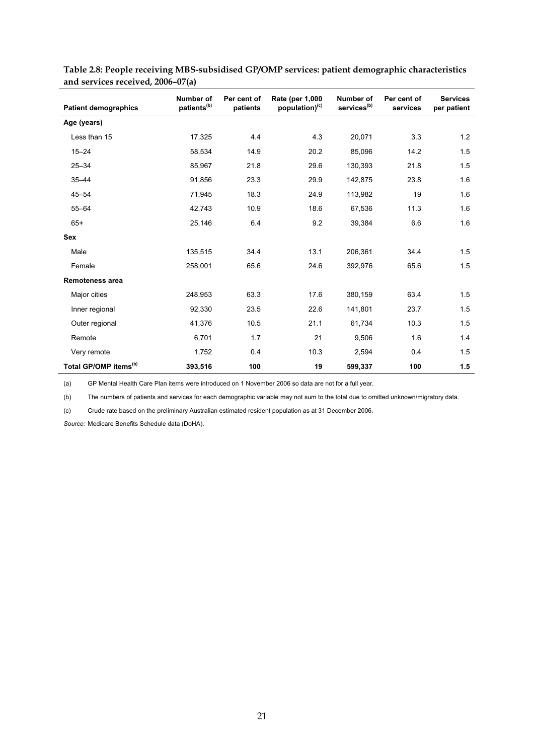**Table 2.8: People receiving MBS-subsidised GP/OMP services: patient demographic characteristics and services received, 2006–07(a)**

| Patient demographics | Number of patients(b) | Per cent of patients | Rate (per 1,000 population)(c) | Number of services(b) | Per cent of services | Services per patient |
|---|---|---|---|---|---|---|
| **Age (years)** | | | | | | |
| Less than 15 | 17,325 | 4.4 | 4.3 | 20,071 | 3.3 | 1.2 |
| 15–24 | 58,534 | 14.9 | 20.2 | 85,096 | 14.2 | 1.5 |
| 25–34 | 85,967 | 21.8 | 29.6 | 130,393 | 21.8 | 1.5 |
| 35–44 | 91,856 | 23.3 | 29.9 | 142,875 | 23.8 | 1.6 |
| 45–54 | 71,945 | 18.3 | 24.9 | 113,982 | 19 | 1.6 |
| 55–64 | 42,743 | 10.9 | 18.6 | 67,536 | 11.3 | 1.6 |
| 65+ | 25,146 | 6.4 | 9.2 | 39,384 | 6.6 | 1.6 |
| **Sex** | | | | | | |
| Male | 135,515 | 34.4 | 13.1 | 206,361 | 34.4 | 1.5 |
| Female | 258,001 | 65.6 | 24.6 | 392,976 | 65.6 | 1.5 |
| **Remoteness area** | | | | | | |
| Major cities | 248,953 | 63.3 | 17.6 | 380,159 | 63.4 | 1.5 |
| Inner regional | 92,330 | 23.5 | 22.6 | 141,801 | 23.7 | 1.5 |
| Outer regional | 41,376 | 10.5 | 21.1 | 61,734 | 10.3 | 1.5 |
| Remote | 6,701 | 1.7 | 21 | 9,506 | 1.6 | 1.4 |
| Very remote | 1,752 | 0.4 | 10.3 | 2,594 | 0.4 | 1.5 |
| **Total GP/OMP items(b)** | **393,516** | **100** | **19** | **599,337** | **100** | **1.5** |

(a) GP Mental Health Care Plan items were introduced on 1 November 2006 so data are not for a full year.

(b) The numbers of patients and services for each demographic variable may not sum to the total due to omitted unknown/migratory data.

(c) Crude rate based on the preliminary Australian estimated resident population as at 31 December 2006.

*Source:* Medicare Benefits Schedule data (DoHA).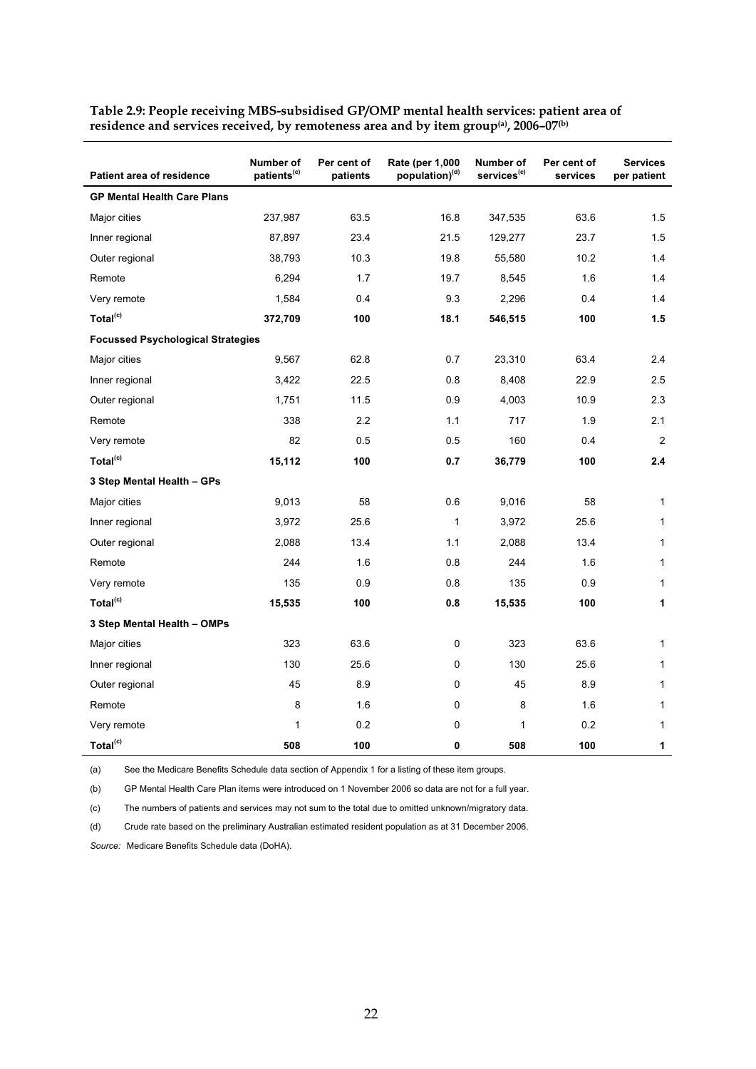**Table 2.9: People receiving MBS-subsidised GP/OMP mental health services: patient area of residence and services received, by remoteness area and by item group[(a)], 2006–07[(b)]**

| Patient area of residence | Number of patients[(c)] | Per cent of patients | Rate (per 1,000 population)[(d)] | Number of services[(c)] | Per cent of services | Services per patient |
|---|---|---|---|---|---|---|
| **GP Mental Health Care Plans** | | | | | | |
| Major cities | 237,987 | 63.5 | 16.8 | 347,535 | 63.6 | 1.5 |
| Inner regional | 87,897 | 23.4 | 21.5 | 129,277 | 23.7 | 1.5 |
| Outer regional | 38,793 | 10.3 | 19.8 | 55,580 | 10.2 | 1.4 |
| Remote | 6,294 | 1.7 | 19.7 | 8,545 | 1.6 | 1.4 |
| Very remote | 1,584 | 0.4 | 9.3 | 2,296 | 0.4 | 1.4 |
| **Total[(c)]** | **372,709** | **100** | **18.1** | **546,515** | **100** | **1.5** |
| **Focussed Psychological Strategies** | | | | | | |
| Major cities | 9,567 | 62.8 | 0.7 | 23,310 | 63.4 | 2.4 |
| Inner regional | 3,422 | 22.5 | 0.8 | 8,408 | 22.9 | 2.5 |
| Outer regional | 1,751 | 11.5 | 0.9 | 4,003 | 10.9 | 2.3 |
| Remote | 338 | 2.2 | 1.1 | 717 | 1.9 | 2.1 |
| Very remote | 82 | 0.5 | 0.5 | 160 | 0.4 | 2 |
| **Total[(c)]** | **15,112** | **100** | **0.7** | **36,779** | **100** | **2.4** |
| **3 Step Mental Health – GPs** | | | | | | |
| Major cities | 9,013 | 58 | 0.6 | 9,016 | 58 | 1 |
| Inner regional | 3,972 | 25.6 | 1 | 3,972 | 25.6 | 1 |
| Outer regional | 2,088 | 13.4 | 1.1 | 2,088 | 13.4 | 1 |
| Remote | 244 | 1.6 | 0.8 | 244 | 1.6 | 1 |
| Very remote | 135 | 0.9 | 0.8 | 135 | 0.9 | 1 |
| **Total[(c)]** | **15,535** | **100** | **0.8** | **15,535** | **100** | **1** |
| **3 Step Mental Health – OMPs** | | | | | | |
| Major cities | 323 | 63.6 | 0 | 323 | 63.6 | 1 |
| Inner regional | 130 | 25.6 | 0 | 130 | 25.6 | 1 |
| Outer regional | 45 | 8.9 | 0 | 45 | 8.9 | 1 |
| Remote | 8 | 1.6 | 0 | 8 | 1.6 | 1 |
| Very remote | 1 | 0.2 | 0 | 1 | 0.2 | 1 |
| **Total[(c)]** | **508** | **100** | **0** | **508** | **100** | **1** |

(a) See the Medicare Benefits Schedule data section of Appendix 1 for a listing of these item groups.

(b) GP Mental Health Care Plan items were introduced on 1 November 2006 so data are not for a full year.

(c) The numbers of patients and services may not sum to the total due to omitted unknown/migratory data.

(d) Crude rate based on the preliminary Australian estimated resident population as at 31 December 2006.

*Source:* Medicare Benefits Schedule data (DoHA).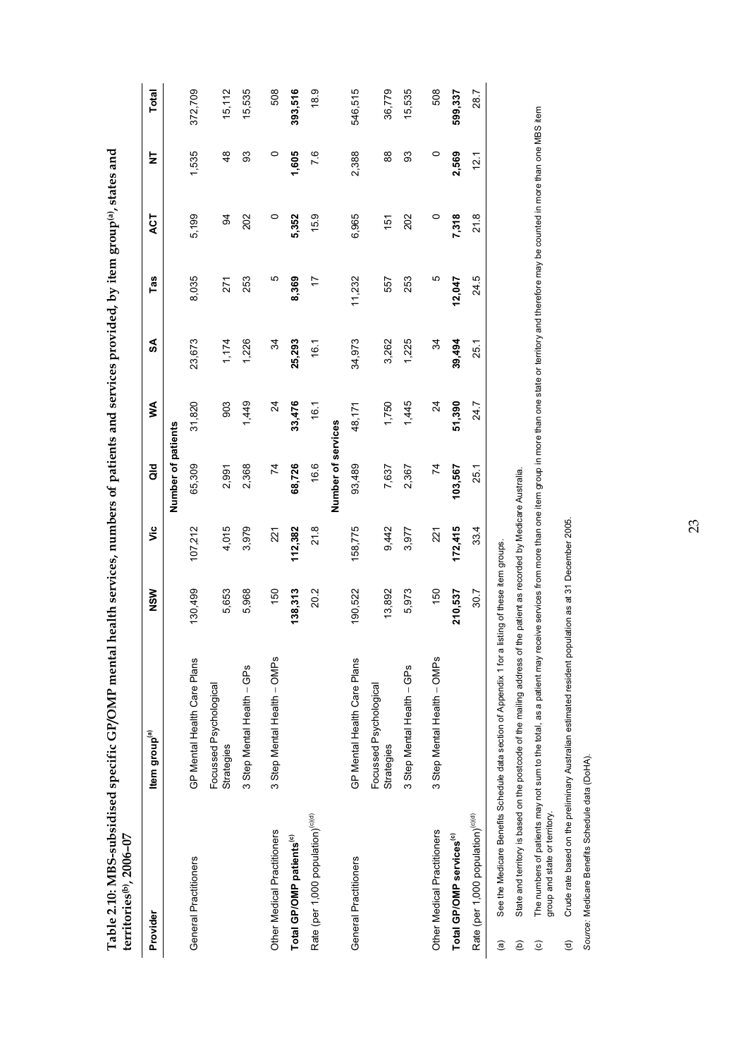**Table 2.10: MBS-subsidised specific GP/OMP mental health services, numbers of patients and services provided, by item group[(a)], states and territories[(b)], 2006–07**

| Provider | Item group[(a)] | NSW | Vic | Qld | WA | SA | Tas | ACT | NT | Total |
|---|---|---|---|---|---|---|---|---|---|---|
| | | | | Number of patients | | | | | | |
| General Practitioners | GP Mental Health Care Plans | 130,499 | 107,212 | 65,309 | 31,820 | 23,673 | 8,035 | 5,199 | 1,535 | 372,709 |
| | Focussed Psychological Strategies | 5,653 | 4,015 | 2,991 | 903 | 1,174 | 271 | 94 | 48 | 15,112 |
| | 3 Step Mental Health – GPs | 5,968 | 3,979 | 2,368 | 1,449 | 1,226 | 253 | 202 | 93 | 15,535 |
| Other Medical Practitioners | 3 Step Mental Health – OMPs | 150 | 221 | 74 | 24 | 34 | 5 | 0 | 0 | 508 |
| **Total GP/OMP patients[(c)]** | | **138,313** | **112,382** | **68,726** | **33,476** | **25,293** | **8,369** | **5,352** | **1,605** | **393,516** |
| Rate (per 1,000 population)[(c)(d)] | | 20.2 | 21.8 | 16.6 | 16.1 | 16.1 | 17 | 15.9 | 7.6 | 18.9 |
| | | | | Number of services | | | | | | |
| General Practitioners | GP Mental Health Care Plans | 190,522 | 158,775 | 93,489 | 48,171 | 34,973 | 11,232 | 6,965 | 2,388 | 546,515 |
| | Focussed Psychological Strategies | 13,892 | 9,442 | 7,637 | 1,750 | 3,262 | 557 | 151 | 88 | 36,779 |
| | 3 Step Mental Health – GPs | 5,973 | 3,977 | 2,367 | 1,445 | 1,225 | 253 | 202 | 93 | 15,535 |
| Other Medical Practitioners | 3 Step Mental Health – OMPs | 150 | 221 | 74 | 24 | 34 | 5 | 0 | 0 | 508 |
| **Total GP/OMP services[(c)]** | | **210,537** | **172,415** | **103,567** | **51,390** | **39,494** | **12,047** | **7,318** | **2,569** | **599,337** |
| Rate (per 1,000 population)[(c)(d)] | | 30.7 | 33.4 | 25.1 | 24.7 | 25.1 | 24.5 | 21.8 | 12.1 | 28.7 |

(a) See the Medicare Benefits Schedule data section of Appendix 1 for a listing of these item groups.

(b) State and territory is based on the postcode of the mailing address of the patient as recorded by Medicare Australia.

(c) The numbers of patients may not sum to the total, as a patient may receive services from more than one item group in more than one state or territory and therefore may be counted in more than one MBS item group and state or territory.

(d) Crude rate based on the preliminary Australian estimated resident population as at 31 December 2005.

*Source:* Medicare Benefits Schedule data (DoHA).